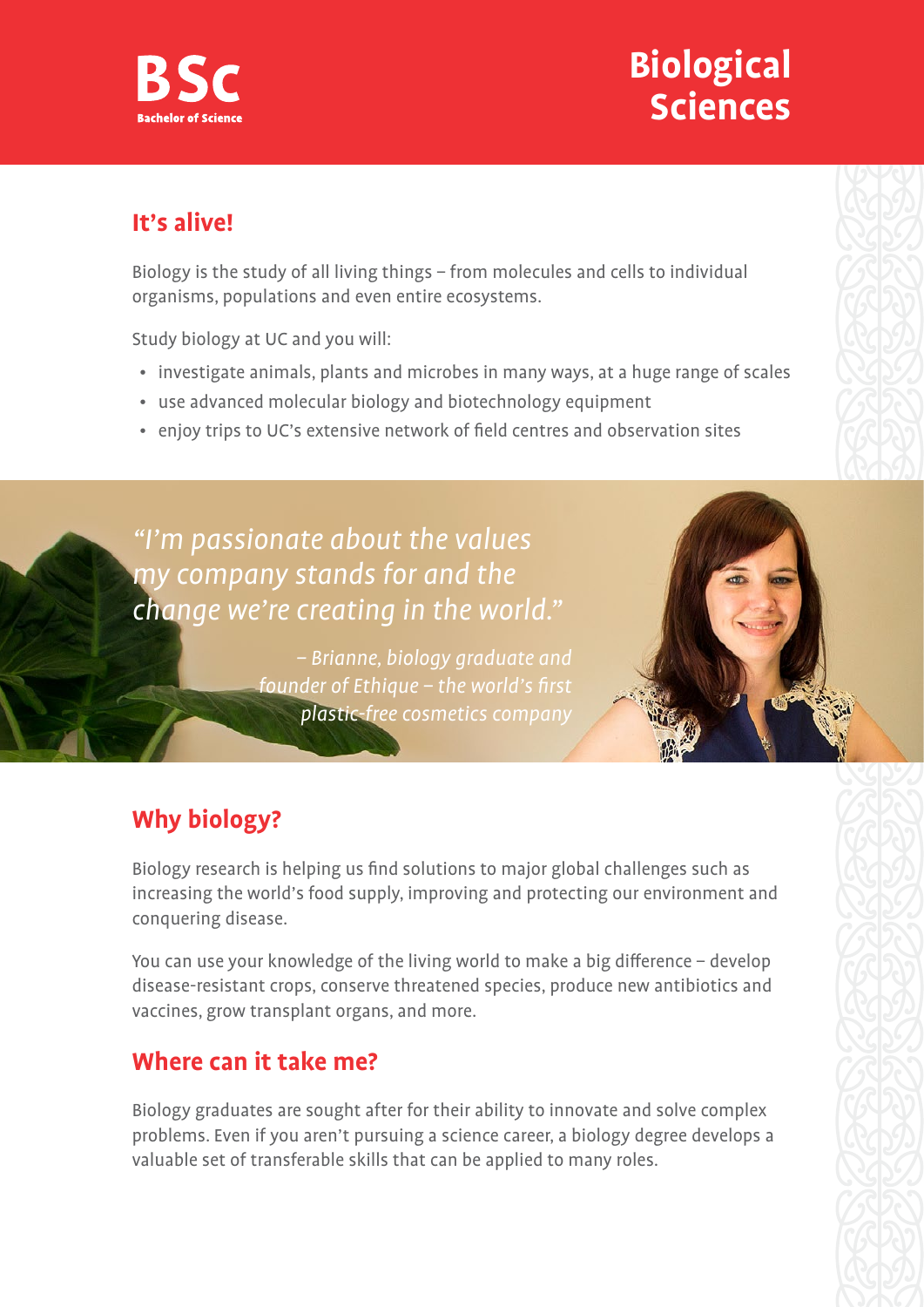**BSc**
**Bachelor of Science**

# Biological Sciences

## It's alive!

Biology is the study of all living things – from molecules and cells to individual organisms, populations and even entire ecosystems.

Study biology at UC and you will:

- investigate animals, plants and microbes in many ways, at a huge range of scales
- use advanced molecular biology and biotechnology equipment
- enjoy trips to UC's extensive network of field centres and observation sites

*"I'm passionate about the values my company stands for and the change we're creating in the world."*

*– Brianne, biology graduate and founder of Ethique – the world's first plastic-free cosmetics company*

## Why biology?

Biology research is helping us find solutions to major global challenges such as increasing the world's food supply, improving and protecting our environment and conquering disease.

You can use your knowledge of the living world to make a big difference – develop disease-resistant crops, conserve threatened species, produce new antibiotics and vaccines, grow transplant organs, and more.

## Where can it take me?

Biology graduates are sought after for their ability to innovate and solve complex problems. Even if you aren't pursuing a science career, a biology degree develops a valuable set of transferable skills that can be applied to many roles.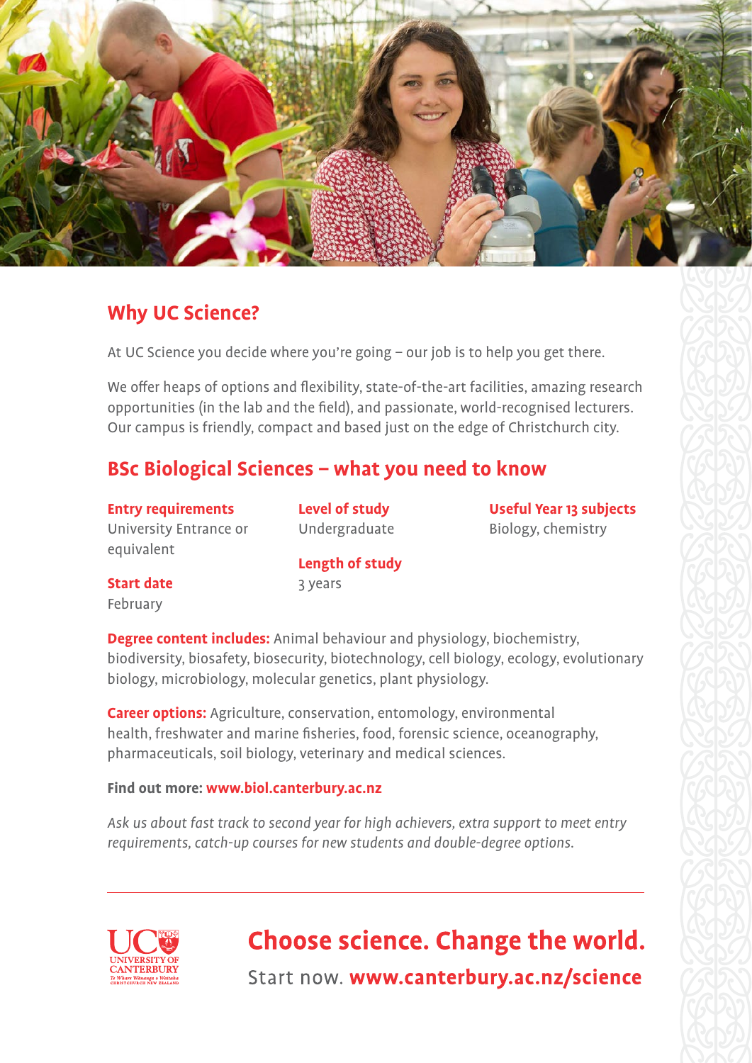## Why UC Science?

At UC Science you decide where you're going – our job is to help you get there.

We offer heaps of options and flexibility, state-of-the-art facilities, amazing research opportunities (in the lab and the field), and passionate, world-recognised lecturers. Our campus is friendly, compact and based just on the edge of Christchurch city.

## BSc Biological Sciences – what you need to know

**Entry requirements**
University Entrance or equivalent

**Start date**
February

**Level of study**
Undergraduate

**Length of study**
3 years

**Useful Year 13 subjects**
Biology, chemistry

**Degree content includes:** Animal behaviour and physiology, biochemistry, biodiversity, biosafety, biosecurity, biotechnology, cell biology, ecology, evolutionary biology, microbiology, molecular genetics, plant physiology.

**Career options:** Agriculture, conservation, entomology, environmental health, freshwater and marine fisheries, food, forensic science, oceanography, pharmaceuticals, soil biology, veterinary and medical sciences.

**Find out more: www.biol.canterbury.ac.nz**

*Ask us about fast track to second year for high achievers, extra support to meet entry requirements, catch-up courses for new students and double-degree options.*

---

UC UNIVERSITY OF CANTERBURY *Te Whare Wānanga o Waitaha* CHRISTCHURCH NEW ZEALAND

**Choose science. Change the world.**

Start now. **www.canterbury.ac.nz/science**